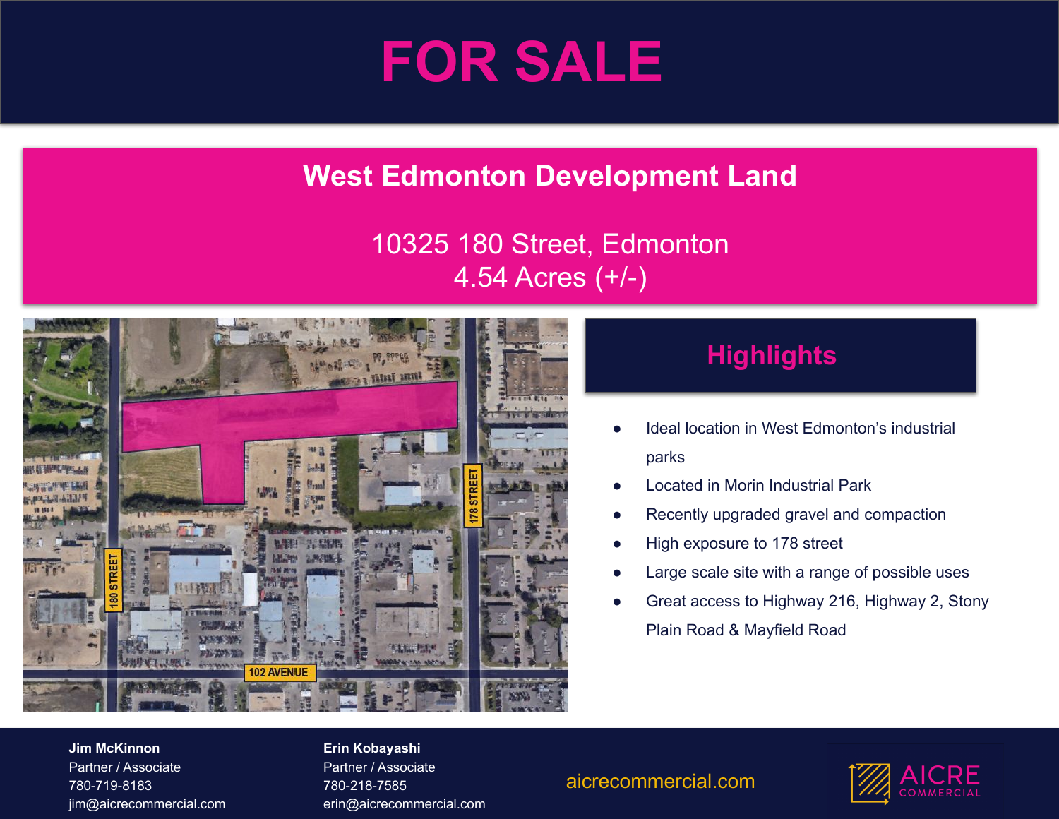# FOR SALE

## West Edmonton Development Land

10325 180 Street, Edmonton
4.54 Acres (+/-)

## Highlights

- Ideal location in West Edmonton's industrial parks
- Located in Morin Industrial Park
- Recently upgraded gravel and compaction
- High exposure to 178 street
- Large scale site with a range of possible uses
- Great access to Highway 216, Highway 2, Stony Plain Road & Mayfield Road

**Jim McKinnon**
Partner / Associate
780-719-8183
jim@aicrecommercial.com

**Erin Kobayashi**
Partner / Associate
780-218-7585
erin@aicrecommercial.com

aicrecommercial.com

AICRE COMMERCIAL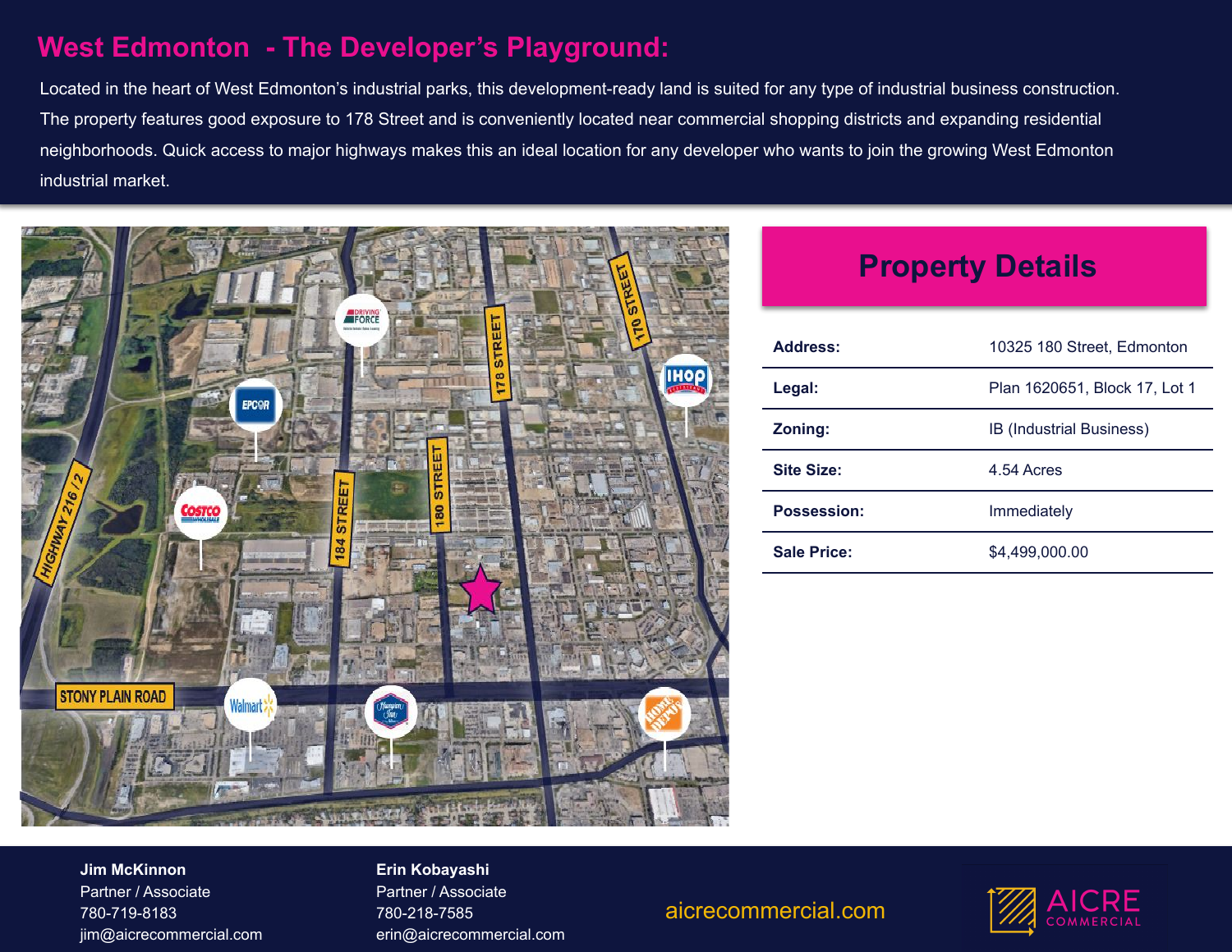# West Edmonton - The Developer's Playground:

Located in the heart of West Edmonton's industrial parks, this development-ready land is suited for any type of industrial business construction. The property features good exposure to 178 Street and is conveniently located near commercial shopping districts and expanding residential neighborhoods. Quick access to major highways makes this an ideal location for any developer who wants to join the growing West Edmonton industrial market.

HIGHWAY 216 / 2
184 STREET
180 STREET
178 STREET
170 STREET
STONY PLAIN ROAD

## Property Details

| | |
|---|---|
| **Address:** | 10325 180 Street, Edmonton |
| **Legal:** | Plan 1620651, Block 17, Lot 1 |
| **Zoning:** | IB (Industrial Business) |
| **Site Size:** | 4.54 Acres |
| **Possession:** | Immediately |
| **Sale Price:** | $4,499,000.00 |

**Jim McKinnon**
Partner / Associate
780-719-8183
jim@aicrecommercial.com

**Erin Kobayashi**
Partner / Associate
780-218-7585
erin@aicrecommercial.com

aicrecommercial.com

AICRE COMMERCIAL